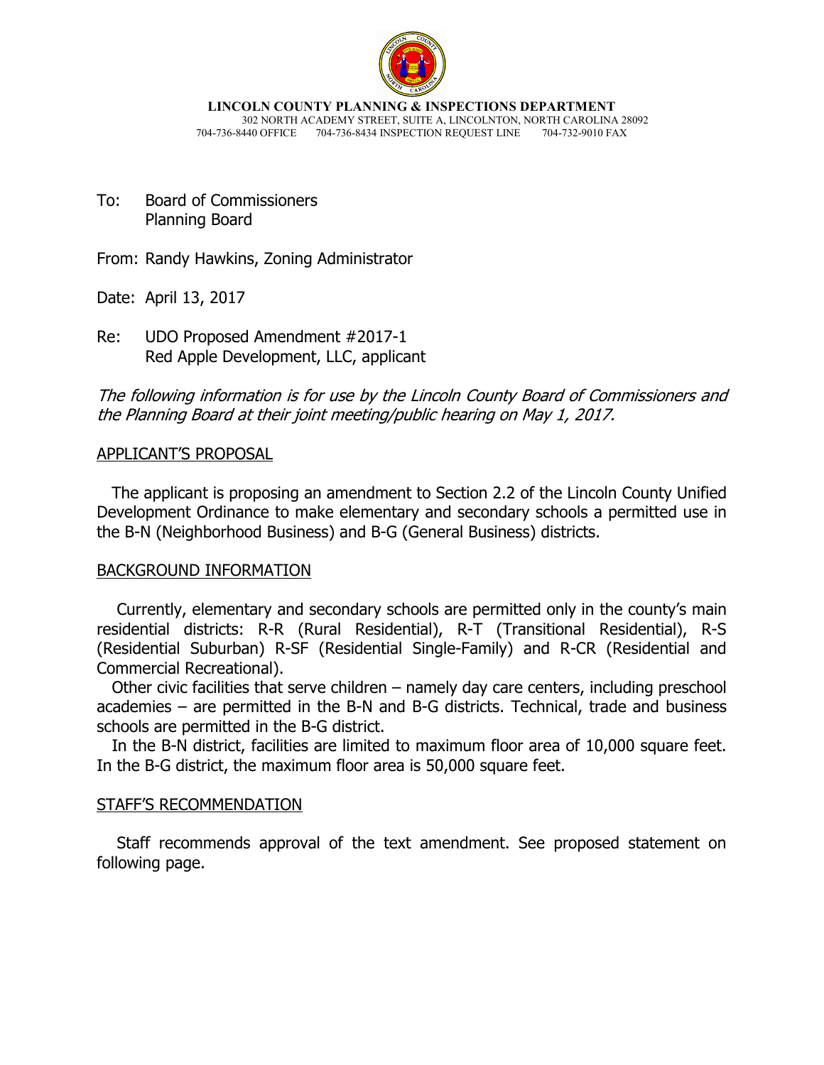**LINCOLN COUNTY PLANNING & INSPECTIONS DEPARTMENT**
302 NORTH ACADEMY STREET, SUITE A, LINCOLNTON, NORTH CAROLINA 28092
704-736-8440 OFFICE 704-736-8434 INSPECTION REQUEST LINE 704-732-9010 FAX

To: Board of Commissioners
Planning Board

From: Randy Hawkins, Zoning Administrator

Date: April 13, 2017

Re: UDO Proposed Amendment #2017-1
Red Apple Development, LLC, applicant

*The following information is for use by the Lincoln County Board of Commissioners and the Planning Board at their joint meeting/public hearing on May 1, 2017.*

## APPLICANT'S PROPOSAL

The applicant is proposing an amendment to Section 2.2 of the Lincoln County Unified Development Ordinance to make elementary and secondary schools a permitted use in the B-N (Neighborhood Business) and B-G (General Business) districts.

## BACKGROUND INFORMATION

Currently, elementary and secondary schools are permitted only in the county's main residential districts: R-R (Rural Residential), R-T (Transitional Residential), R-S (Residential Suburban) R-SF (Residential Single-Family) and R-CR (Residential and Commercial Recreational).

Other civic facilities that serve children – namely day care centers, including preschool academies – are permitted in the B-N and B-G districts. Technical, trade and business schools are permitted in the B-G district.

In the B-N district, facilities are limited to maximum floor area of 10,000 square feet. In the B-G district, the maximum floor area is 50,000 square feet.

## STAFF'S RECOMMENDATION

Staff recommends approval of the text amendment. See proposed statement on following page.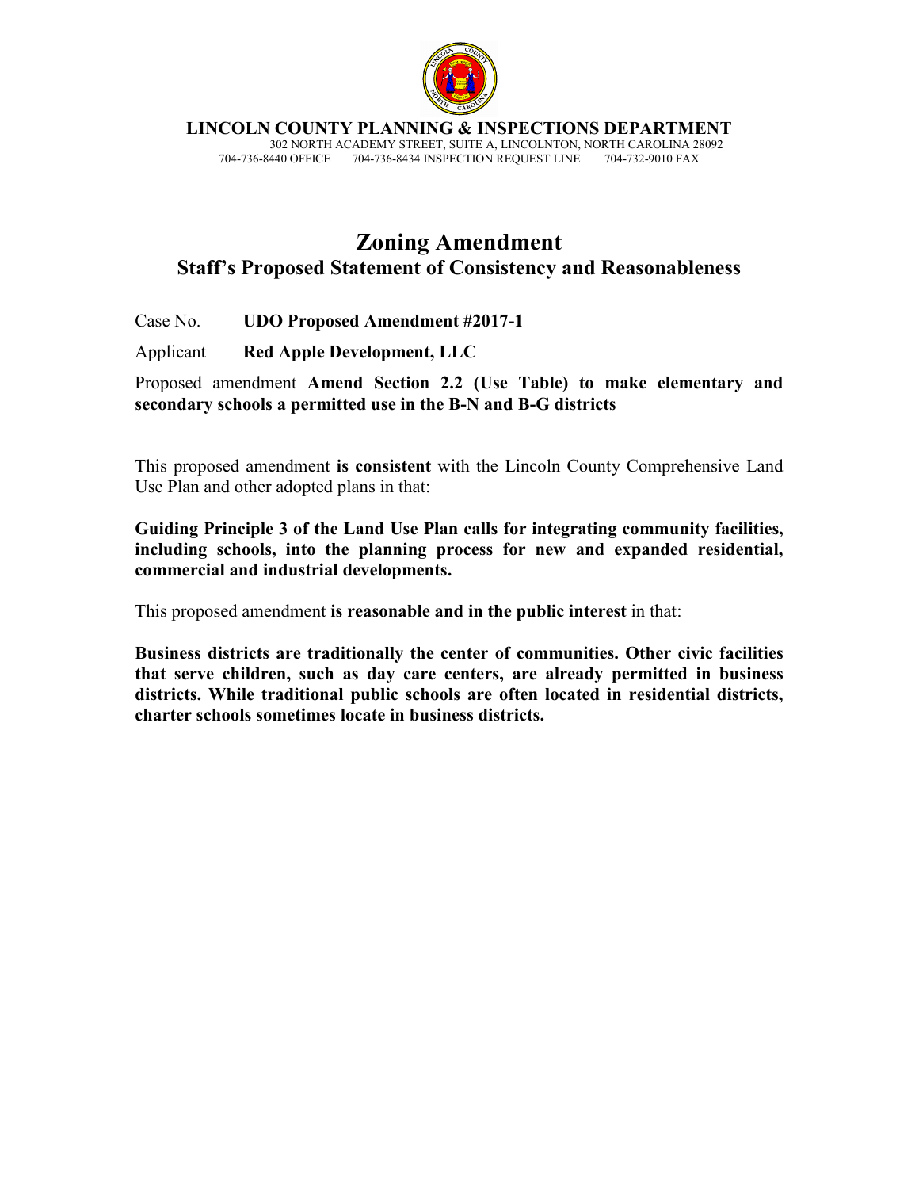**LINCOLN COUNTY PLANNING & INSPECTIONS DEPARTMENT**
302 NORTH ACADEMY STREET, SUITE A, LINCOLNTON, NORTH CAROLINA 28092
704-736-8440 OFFICE 704-736-8434 INSPECTION REQUEST LINE 704-732-9010 FAX

# Zoning Amendment

## Staff's Proposed Statement of Consistency and Reasonableness

Case No. **UDO Proposed Amendment #2017-1**

Applicant **Red Apple Development, LLC**

Proposed amendment **Amend Section 2.2 (Use Table) to make elementary and secondary schools a permitted use in the B-N and B-G districts**

This proposed amendment **is consistent** with the Lincoln County Comprehensive Land Use Plan and other adopted plans in that:

**Guiding Principle 3 of the Land Use Plan calls for integrating community facilities, including schools, into the planning process for new and expanded residential, commercial and industrial developments.**

This proposed amendment **is reasonable and in the public interest** in that:

**Business districts are traditionally the center of communities. Other civic facilities that serve children, such as day care centers, are already permitted in business districts. While traditional public schools are often located in residential districts, charter schools sometimes locate in business districts.**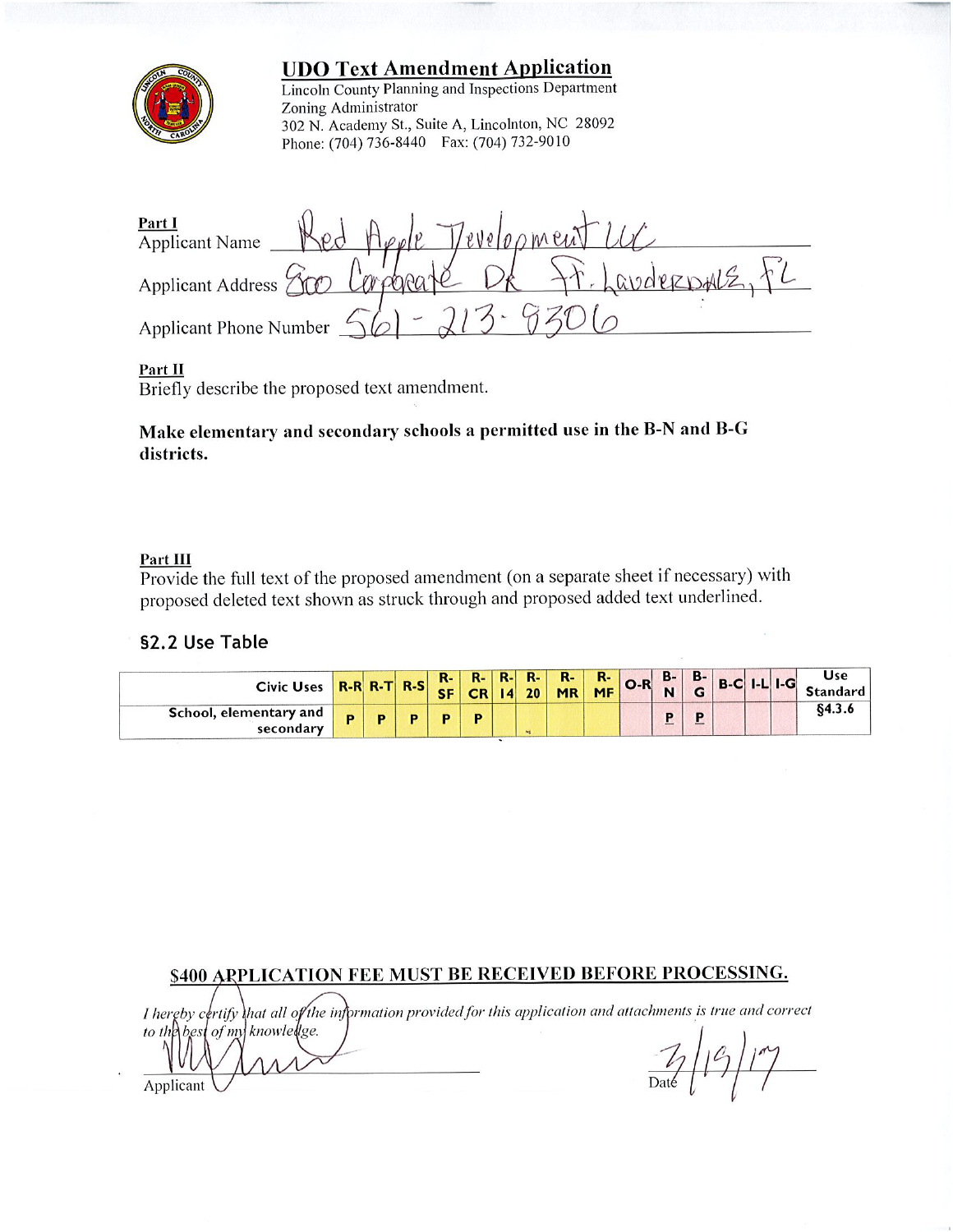# UDO Text Amendment Application

Lincoln County Planning and Inspections Department
Zoning Administrator
302 N. Academy St., Suite A, Lincolnton, NC 28092
Phone: (704) 736-8440 Fax: (704) 732-9010

**Part I**

Applicant Name Red Apple Development LLC

Applicant Address 800 Corporate Dr Ft. Lauderdale, FL

Applicant Phone Number 561-213-8306

**Part II**

Briefly describe the proposed text amendment.

**Make elementary and secondary schools a permitted use in the B-N and B-G districts.**

**Part III**

Provide the full text of the proposed amendment (on a separate sheet if necessary) with proposed deleted text shown as struck through and proposed added text underlined.

## §2.2 Use Table

| Civic Uses | R-R | R-T | R-S | R-SF | R-CR | R-14 | R-20 | R-MR | R-MF | O-R | B-N | B-G | B-C | I-L | I-G | Use Standard |
|---|---|---|---|---|---|---|---|---|---|---|---|---|---|---|---|---|
| School, elementary and secondary | P | P | P | P | P | | | | | | <u>P</u> | <u>P</u> | | | | §4.3.6 |

**$400 APPLICATION FEE MUST BE RECEIVED BEFORE PROCESSING.**

*I hereby certify that all of the information provided for this application and attachments is true and correct to the best of my knowledge.*

Applicant

Date 3/19/17